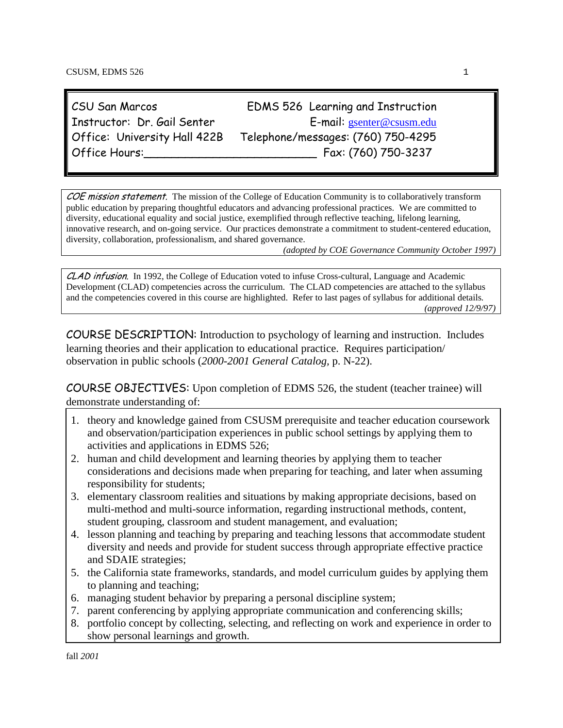| | |
|---|---|
| CSU San Marcos | EDMS 526 Learning and Instruction |
| Instructor: Dr. Gail Senter | E-mail: gsenter@csusm.edu |
| Office: University Hall 422B | Telephone/messages: (760) 750-4295 |
| Office Hours:_________________________ | Fax: (760) 750-3237 |

*COE mission statement.* The mission of the College of Education Community is to collaboratively transform public education by preparing thoughtful educators and advancing professional practices. We are committed to diversity, educational equality and social justice, exemplified through reflective teaching, lifelong learning, innovative research, and on-going service. Our practices demonstrate a commitment to student-centered education, diversity, collaboration, professionalism, and shared governance.

*(adopted by COE Governance Community October 1997)*

*CLAD infusion.* In 1992, the College of Education voted to infuse Cross-cultural, Language and Academic Development (CLAD) competencies across the curriculum. The CLAD competencies are attached to the syllabus and the competencies covered in this course are highlighted. Refer to last pages of syllabus for additional details.

*(approved 12/9/97)*

COURSE DESCRIPTION: Introduction to psychology of learning and instruction. Includes learning theories and their application to educational practice. Requires participation/ observation in public schools (*2000-2001 General Catalog,* p. N-22).

COURSE OBJECTIVES: Upon completion of EDMS 526, the student (teacher trainee) will demonstrate understanding of:

1. theory and knowledge gained from CSUSM prerequisite and teacher education coursework and observation/participation experiences in public school settings by applying them to activities and applications in EDMS 526;
2. human and child development and learning theories by applying them to teacher considerations and decisions made when preparing for teaching, and later when assuming responsibility for students;
3. elementary classroom realities and situations by making appropriate decisions, based on multi-method and multi-source information, regarding instructional methods, content, student grouping, classroom and student management, and evaluation;
4. lesson planning and teaching by preparing and teaching lessons that accommodate student diversity and needs and provide for student success through appropriate effective practice and SDAIE strategies;
5. the California state frameworks, standards, and model curriculum guides by applying them to planning and teaching;
6. managing student behavior by preparing a personal discipline system;
7. parent conferencing by applying appropriate communication and conferencing skills;
8. portfolio concept by collecting, selecting, and reflecting on work and experience in order to show personal learnings and growth.

fall *2001*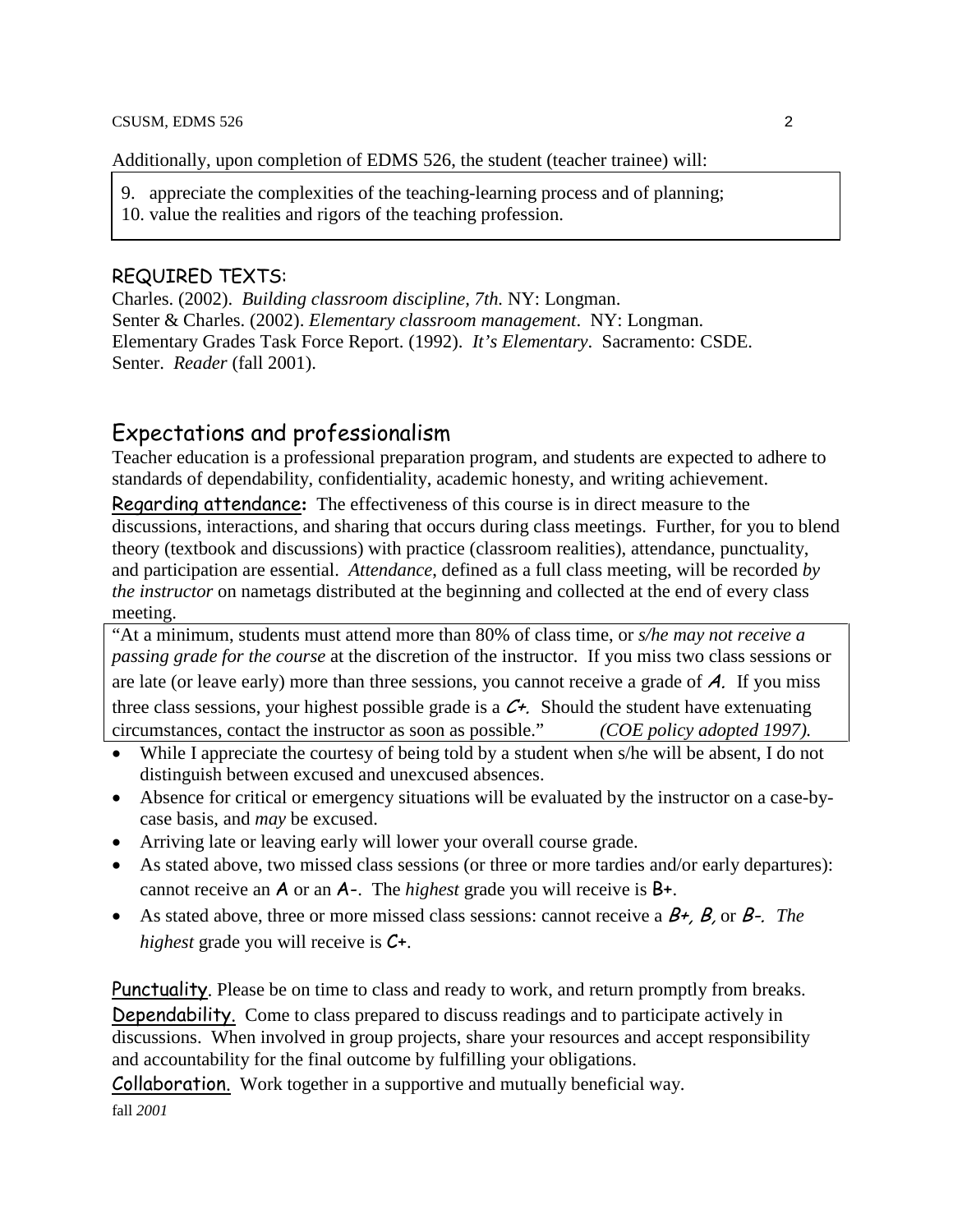Additionally, upon completion of EDMS 526, the student (teacher trainee) will:

9. appreciate the complexities of the teaching-learning process and of planning;
10. value the realities and rigors of the teaching profession.

## REQUIRED TEXTS:

Charles. (2002). *Building classroom discipline, 7th.* NY: Longman.
Senter & Charles. (2002). *Elementary classroom management*. NY: Longman.
Elementary Grades Task Force Report. (1992). *It's Elementary*. Sacramento: CSDE.
Senter. *Reader* (fall 2001).

## Expectations and professionalism

Teacher education is a professional preparation program, and students are expected to adhere to standards of dependability, confidentiality, academic honesty, and writing achievement.

**Regarding attendance:** The effectiveness of this course is in direct measure to the discussions, interactions, and sharing that occurs during class meetings. Further, for you to blend theory (textbook and discussions) with practice (classroom realities), attendance, punctuality, and participation are essential. *Attendance*, defined as a full class meeting, will be recorded *by the instructor* on nametags distributed at the beginning and collected at the end of every class meeting.

"At a minimum, students must attend more than 80% of class time, or *s/he may not receive a passing grade for the course* at the discretion of the instructor. If you miss two class sessions or are late (or leave early) more than three sessions, you cannot receive a grade of ***A***. If you miss three class sessions, your highest possible grade is a ***C+***. Should the student have extenuating circumstances, contact the instructor as soon as possible." *(COE policy adopted 1997).*

- While I appreciate the courtesy of being told by a student when s/he will be absent, I do not distinguish between excused and unexcused absences.
- Absence for critical or emergency situations will be evaluated by the instructor on a case-by-case basis, and *may* be excused.
- Arriving late or leaving early will lower your overall course grade.
- As stated above, two missed class sessions (or three or more tardies and/or early departures): cannot receive an A or an A-. The *highest* grade you will receive is B+.
- As stated above, three or more missed class sessions: cannot receive a ***B+, B,*** or ***B-***. *The highest* grade you will receive is C+.

**Punctuality**. Please be on time to class and ready to work, and return promptly from breaks.

**Dependability.** Come to class prepared to discuss readings and to participate actively in discussions. When involved in group projects, share your resources and accept responsibility and accountability for the final outcome by fulfilling your obligations.

**Collaboration.** Work together in a supportive and mutually beneficial way.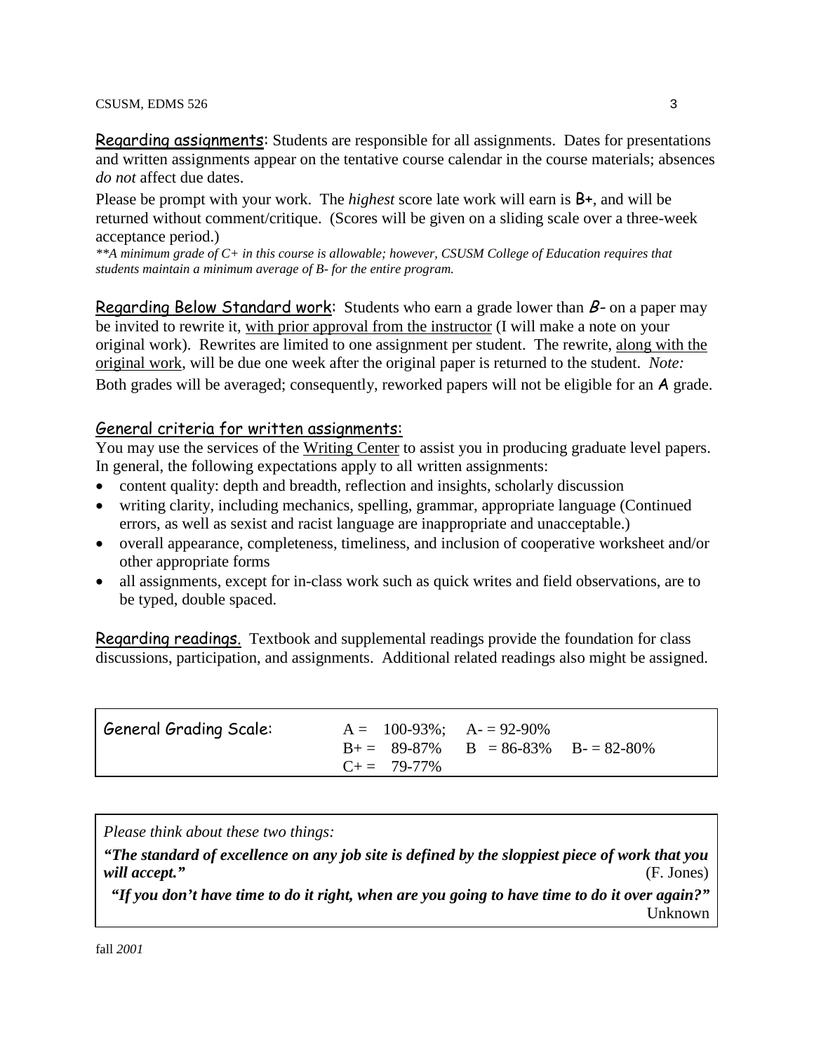**Regarding assignments:** Students are responsible for all assignments. Dates for presentations and written assignments appear on the tentative course calendar in the course materials; absences *do not* affect due dates.

Please be prompt with your work. The *highest* score late work will earn is **B+**, and will be returned without comment/critique. (Scores will be given on a sliding scale over a three-week acceptance period.)

*\*\*A minimum grade of C+ in this course is allowable; however, CSUSM College of Education requires that students maintain a minimum average of B- for the entire program.*

**Regarding Below Standard work:** Students who earn a grade lower than ***B-*** on a paper may be invited to rewrite it, <u>with prior approval from the instructor</u> (I will make a note on your original work). Rewrites are limited to one assignment per student. The rewrite, <u>along with the original work</u>, will be due one week after the original paper is returned to the student. *Note:* Both grades will be averaged; consequently, reworked papers will not be eligible for an **A** grade.

## General criteria for written assignments:

You may use the services of the <u>Writing Center</u> to assist you in producing graduate level papers. In general, the following expectations apply to all written assignments:

- content quality: depth and breadth, reflection and insights, scholarly discussion
- writing clarity, including mechanics, spelling, grammar, appropriate language (Continued errors, as well as sexist and racist language are inappropriate and unacceptable.)
- overall appearance, completeness, timeliness, and inclusion of cooperative worksheet and/or other appropriate forms
- all assignments, except for in-class work such as quick writes and field observations, are to be typed, double spaced.

**Regarding readings.** Textbook and supplemental readings provide the foundation for class discussions, participation, and assignments. Additional related readings also might be assigned.

| General Grading Scale: | | | |
|---|---|---|---|
| | A = 100-93%; | A- = 92-90% | |
| | B+ = 89-87% | B = 86-83% | B- = 82-80% |
| | C+ = 79-77% | | |

*Please think about these two things:*

***"The standard of excellence on any job site is defined by the sloppiest piece of work that you will accept."*** (F. Jones)

***"If you don't have time to do it right, when are you going to have time to do it over again?"*** Unknown

fall *2001*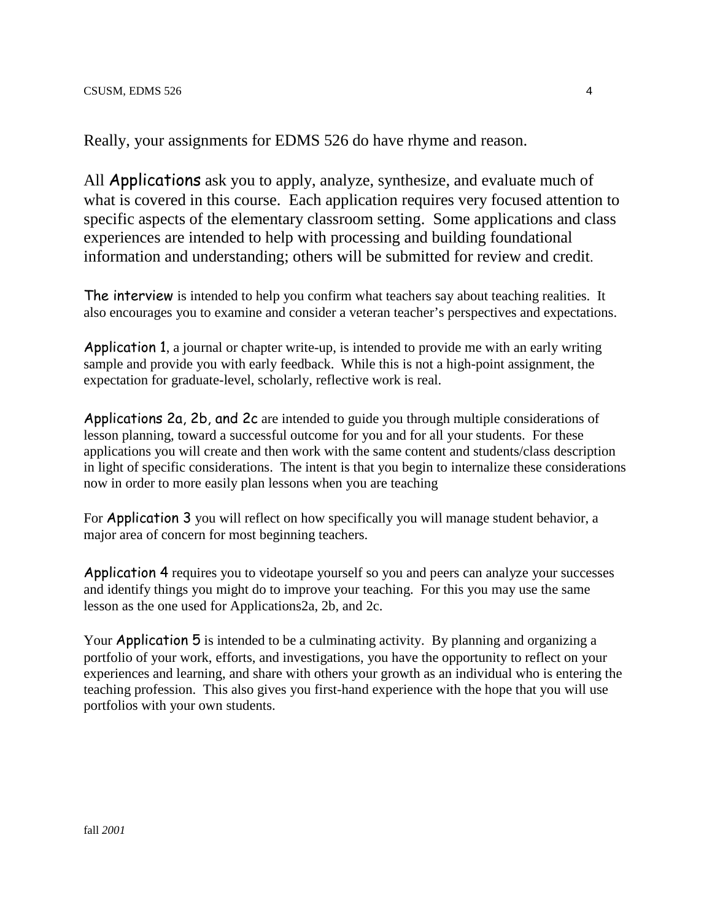Really, your assignments for EDMS 526 do have rhyme and reason.

All **Applications** ask you to apply, analyze, synthesize, and evaluate much of what is covered in this course. Each application requires very focused attention to specific aspects of the elementary classroom setting. Some applications and class experiences are intended to help with processing and building foundational information and understanding; others will be submitted for review and credit.

**The interview** is intended to help you confirm what teachers say about teaching realities. It also encourages you to examine and consider a veteran teacher's perspectives and expectations.

**Application 1**, a journal or chapter write-up, is intended to provide me with an early writing sample and provide you with early feedback. While this is not a high-point assignment, the expectation for graduate-level, scholarly, reflective work is real.

**Applications 2a, 2b, and 2c** are intended to guide you through multiple considerations of lesson planning, toward a successful outcome for you and for all your students. For these applications you will create and then work with the same content and students/class description in light of specific considerations. The intent is that you begin to internalize these considerations now in order to more easily plan lessons when you are teaching

For **Application 3** you will reflect on how specifically you will manage student behavior, a major area of concern for most beginning teachers.

**Application 4** requires you to videotape yourself so you and peers can analyze your successes and identify things you might do to improve your teaching. For this you may use the same lesson as the one used for Applications2a, 2b, and 2c.

Your **Application 5** is intended to be a culminating activity. By planning and organizing a portfolio of your work, efforts, and investigations, you have the opportunity to reflect on your experiences and learning, and share with others your growth as an individual who is entering the teaching profession. This also gives you first-hand experience with the hope that you will use portfolios with your own students.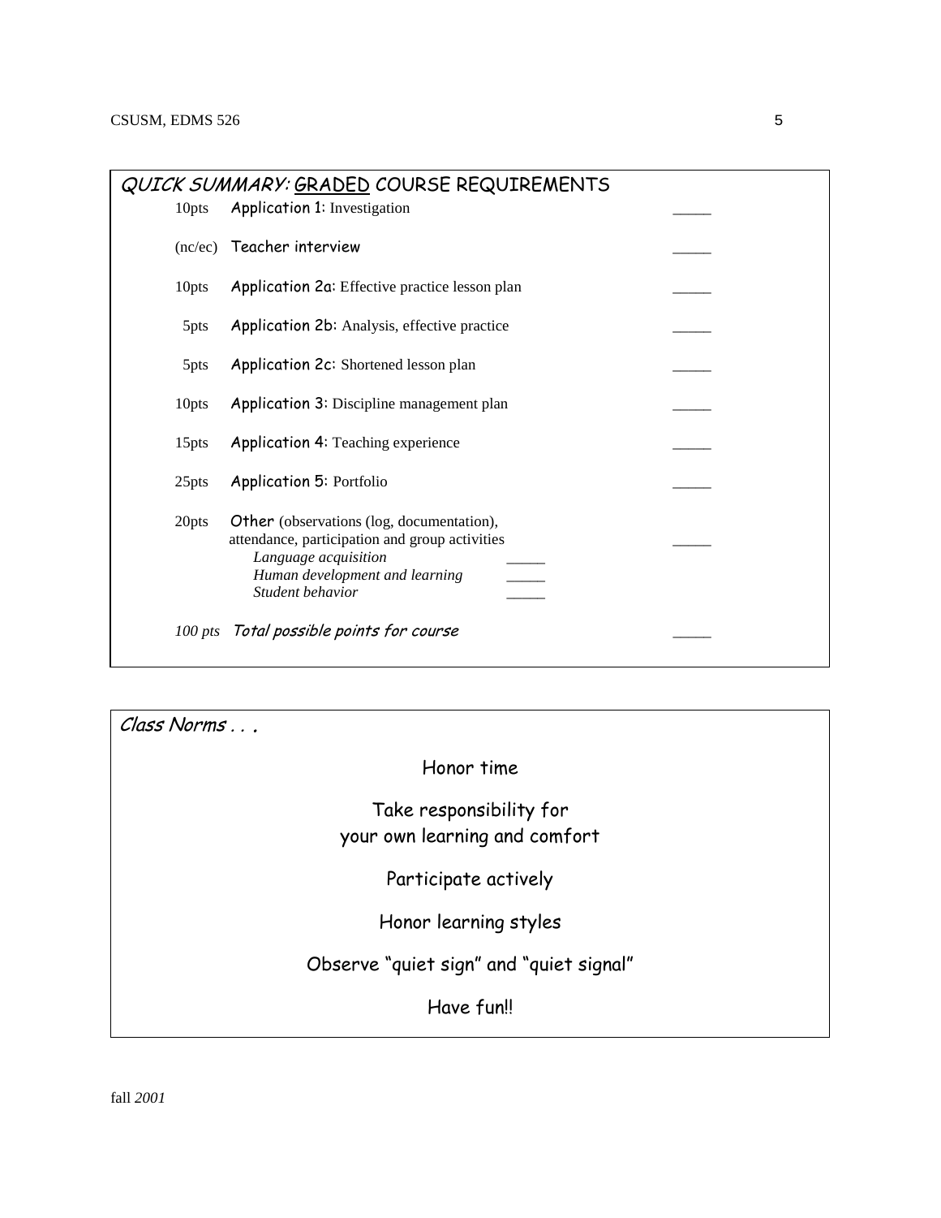## *QUICK SUMMARY:* GRADED COURSE REQUIREMENTS

| | | |
|---|---|---|
| 10pts | Application 1: Investigation | _____ |
| (nc/ec) | Teacher interview | _____ |
| 10pts | Application 2a: Effective practice lesson plan | _____ |
| 5pts | Application 2b: Analysis, effective practice | _____ |
| 5pts | Application 2c: Shortened lesson plan | _____ |
| 10pts | Application 3: Discipline management plan | _____ |
| 15pts | Application 4: Teaching experience | _____ |
| 25pts | Application 5: Portfolio | _____ |
| 20pts | Other (observations (log, documentation), attendance, participation and group activities<br>*Language acquisition* _____<br>*Human development and learning* _____<br>*Student behavior* _____ | _____ |
| *100 pts* | *Total possible points for course* | _____ |

*Class Norms . . .*

Honor time

Take responsibility for
your own learning and comfort

Participate actively

Honor learning styles

Observe "quiet sign" and "quiet signal"

Have fun!!

fall *2001*